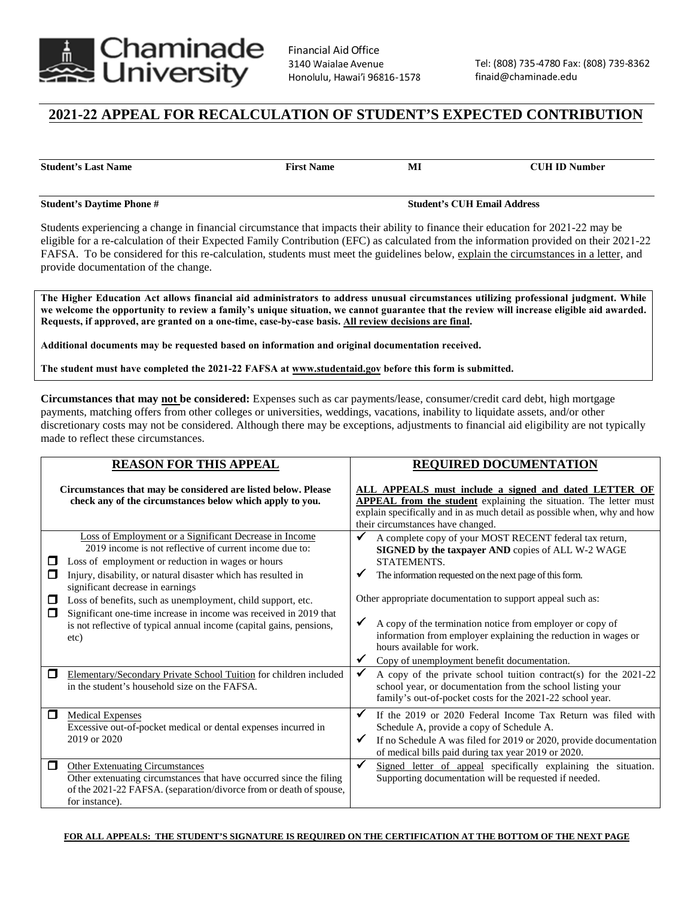Chaminade University

Financial Aid Office
3140 Waialae Avenue
Honolulu, Hawai'i 96816-1578

Tel: (808) 735-4780 Fax: (808) 739-8362
finaid@chaminade.edu

# 2021-22 APPEAL FOR RECALCULATION OF STUDENT'S EXPECTED CONTRIBUTION

| Student's Last Name | First Name | MI | CUH ID Number |
|---|---|---|---|
| | | | |

| Student's Daytime Phone # | Student's CUH Email Address |
|---|---|
| | |

Students experiencing a change in financial circumstance that impacts their ability to finance their education for 2021-22 may be eligible for a re-calculation of their Expected Family Contribution (EFC) as calculated from the information provided on their 2021-22 FAFSA. To be considered for this re-calculation, students must meet the guidelines below, explain the circumstances in a letter, and provide documentation of the change.

**The Higher Education Act allows financial aid administrators to address unusual circumstances utilizing professional judgment. While we welcome the opportunity to review a family's unique situation, we cannot guarantee that the review will increase eligible aid awarded. Requests, if approved, are granted on a one-time, case-by-case basis. All review decisions are final.**

**Additional documents may be requested based on information and original documentation received.**

**The student must have completed the 2021-22 FAFSA at www.studentaid.gov before this form is submitted.**

**Circumstances that may not be considered:** Expenses such as car payments/lease, consumer/credit card debt, high mortgage payments, matching offers from other colleges or universities, weddings, vacations, inability to liquidate assets, and/or other discretionary costs may not be considered. Although there may be exceptions, adjustments to financial aid eligibility are not typically made to reflect these circumstances.

| REASON FOR THIS APPEAL | REQUIRED DOCUMENTATION |
|---|---|
| **Circumstances that may be considered are listed below. Please check any of the circumstances below which apply to you.** | **ALL APPEALS must include a signed and dated LETTER OF APPEAL from the student** explaining the situation. The letter must explain specifically and in as much detail as possible when, why and how their circumstances have changed. |
| Loss of Employment or a Significant Decrease in Income<br>2019 income is not reflective of current income due to:<br>☐ Loss of employment or reduction in wages or hours<br>☐ Injury, disability, or natural disaster which has resulted in significant decrease in earnings<br>☐ Loss of benefits, such as unemployment, child support, etc.<br>☐ Significant one-time increase in income was received in 2019 that is not reflective of typical annual income (capital gains, pensions, etc) | ✔ A complete copy of your MOST RECENT federal tax return, **SIGNED by the taxpayer AND** copies of ALL W-2 WAGE STATEMENTS.<br>✔ The information requested on the next page of this form.<br>Other appropriate documentation to support appeal such as:<br>✔ A copy of the termination notice from employer or copy of information from employer explaining the reduction in wages or hours available for work.<br>✔ Copy of unemployment benefit documentation. |
| ☐ Elementary/Secondary Private School Tuition for children included in the student's household size on the FAFSA. | ✔ A copy of the private school tuition contract(s) for the 2021-22 school year, or documentation from the school listing your family's out-of-pocket costs for the 2021-22 school year. |
| ☐ Medical Expenses<br>Excessive out-of-pocket medical or dental expenses incurred in 2019 or 2020 | ✔ If the 2019 or 2020 Federal Income Tax Return was filed with Schedule A, provide a copy of Schedule A.<br>✔ If no Schedule A was filed for 2019 or 2020, provide documentation of medical bills paid during tax year 2019 or 2020. |
| ☐ Other Extenuating Circumstances<br>Other extenuating circumstances that have occurred since the filing of the 2021-22 FAFSA. (separation/divorce from or death of spouse, for instance). | ✔ Signed letter of appeal specifically explaining the situation. Supporting documentation will be requested if needed. |

**FOR ALL APPEALS: THE STUDENT'S SIGNATURE IS REQUIRED ON THE CERTIFICATION AT THE BOTTOM OF THE NEXT PAGE**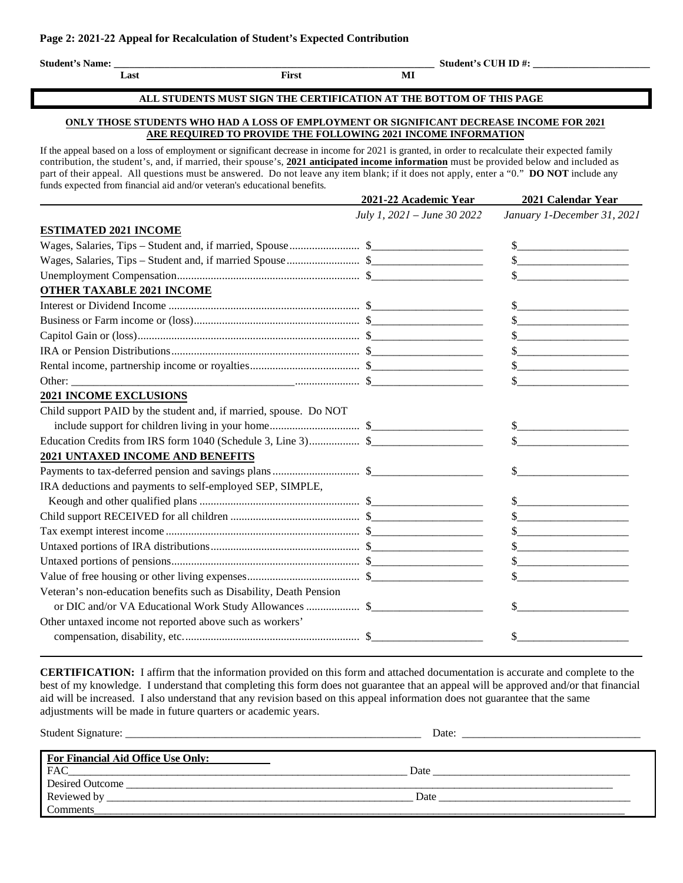**Page 2: 2021-22 Appeal for Recalculation of Student's Expected Contribution**

**Student's Name:** ______________________________________________ **Student's CUH ID #:** ____________________
**Last** **First** **MI**

**ALL STUDENTS MUST SIGN THE CERTIFICATION AT THE BOTTOM OF THIS PAGE**

**ONLY THOSE STUDENTS WHO HAD A LOSS OF EMPLOYMENT OR SIGNIFICANT DECREASE INCOME FOR 2021 ARE REQUIRED TO PROVIDE THE FOLLOWING 2021 INCOME INFORMATION**

If the appeal based on a loss of employment or significant decrease in income for 2021 is granted, in order to recalculate their expected family contribution, the student's, and, if married, their spouse's, **2021 anticipated income information** must be provided below and included as part of their appeal. All questions must be answered. Do not leave any item blank; if it does not apply, enter a "0." **DO NOT** include any funds expected from financial aid and/or veteran's educational benefits.

| | 2021-22 Academic Year *July 1, 2021 – June 30 2022* | 2021 Calendar Year *January 1-December 31, 2021* |
|---|---|---|
| **ESTIMATED 2021 INCOME** | | |
| Wages, Salaries, Tips – Student and, if married, Spouse | $ | $ |
| Wages, Salaries, Tips – Student and, if married Spouse | $ | $ |
| Unemployment Compensation | $ | $ |
| **OTHER TAXABLE 2021 INCOME** | | |
| Interest or Dividend Income | $ | $ |
| Business or Farm income or (loss) | $ | $ |
| Capitol Gain or (loss) | $ | $ |
| IRA or Pension Distributions | $ | $ |
| Rental income, partnership income or royalties | $ | $ |
| Other: ____________________ | $ | $ |
| **2021 INCOME EXCLUSIONS** | | |
| Child support PAID by the student and, if married, spouse. Do NOT include support for children living in your home | $ | $ |
| Education Credits from IRS form 1040 (Schedule 3, Line 3) | $ | $ |
| **2021 UNTAXED INCOME AND BENEFITS** | | |
| Payments to tax-deferred pension and savings plans | $ | $ |
| IRA deductions and payments to self-employed SEP, SIMPLE, Keough and other qualified plans | $ | $ |
| Child support RECEIVED for all children | $ | $ |
| Tax exempt interest income | $ | $ |
| Untaxed portions of IRA distributions | $ | $ |
| Untaxed portions of pensions | $ | $ |
| Value of free housing or other living expenses | $ | $ |
| Veteran's non-education benefits such as Disability, Death Pension or DIC and/or VA Educational Work Study Allowances | $ | $ |
| Other untaxed income not reported above such as workers' compensation, disability, etc. | $ | $ |

**CERTIFICATION:** I affirm that the information provided on this form and attached documentation is accurate and complete to the best of my knowledge. I understand that completing this form does not guarantee that an appeal will be approved and/or that financial aid will be increased. I also understand that any revision based on this appeal information does not guarantee that the same adjustments will be made in future quarters or academic years.

Student Signature: ______________________________________ Date: ____________________

**For Financial Aid Office Use Only:**
FAC__________________________________________ Date ____________________
Desired Outcome ______________________________________________________
Reviewed by __________________________________ Date ____________________
Comments_____________________________________________________________